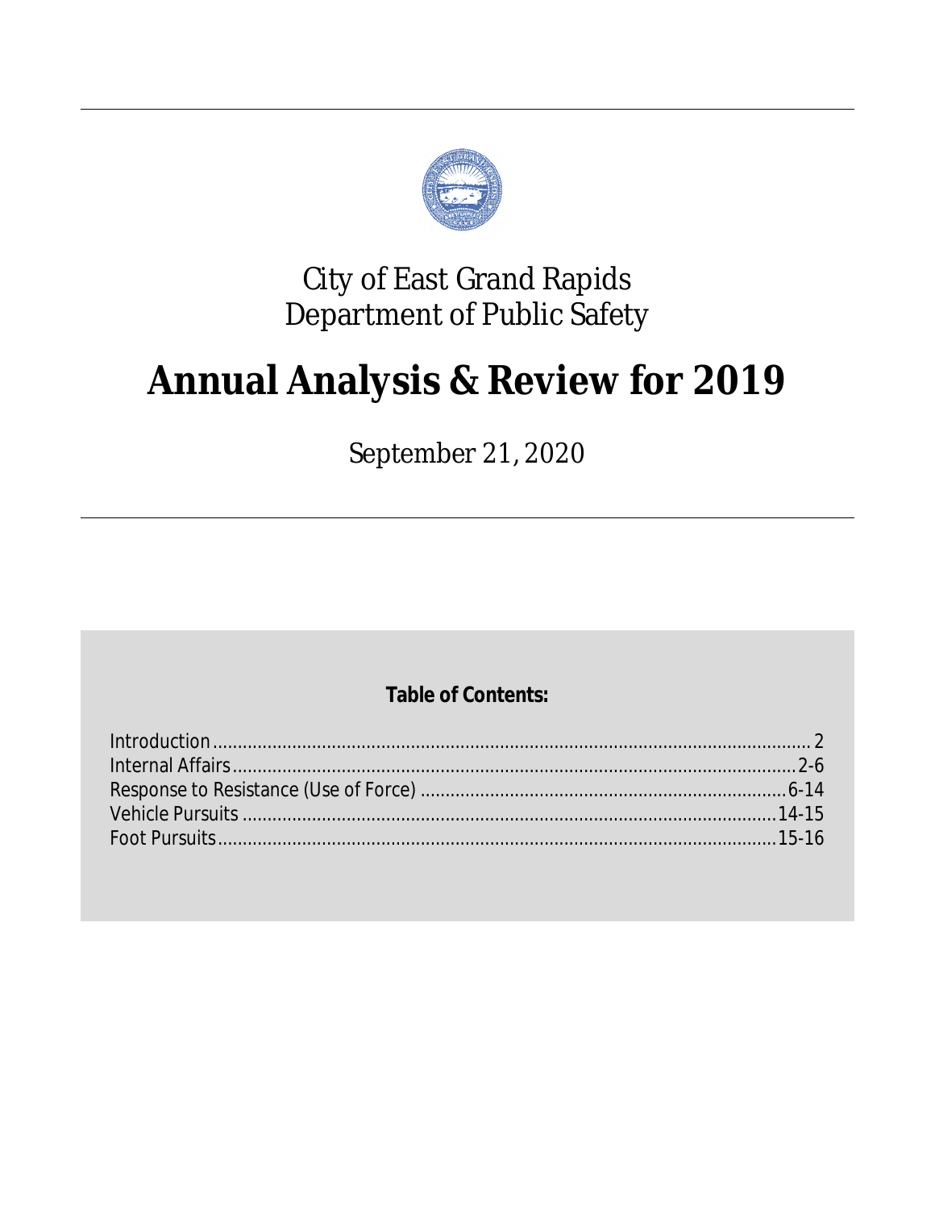City of East Grand Rapids
Department of Public Safety

# Annual Analysis & Review for 2019

September 21, 2020

**Table of Contents:**

| Section | Page |
| --- | --- |
| Introduction | 2 |
| Internal Affairs | 2-6 |
| Response to Resistance (Use of Force) | 6-14 |
| Vehicle Pursuits | 14-15 |
| Foot Pursuits | 15-16 |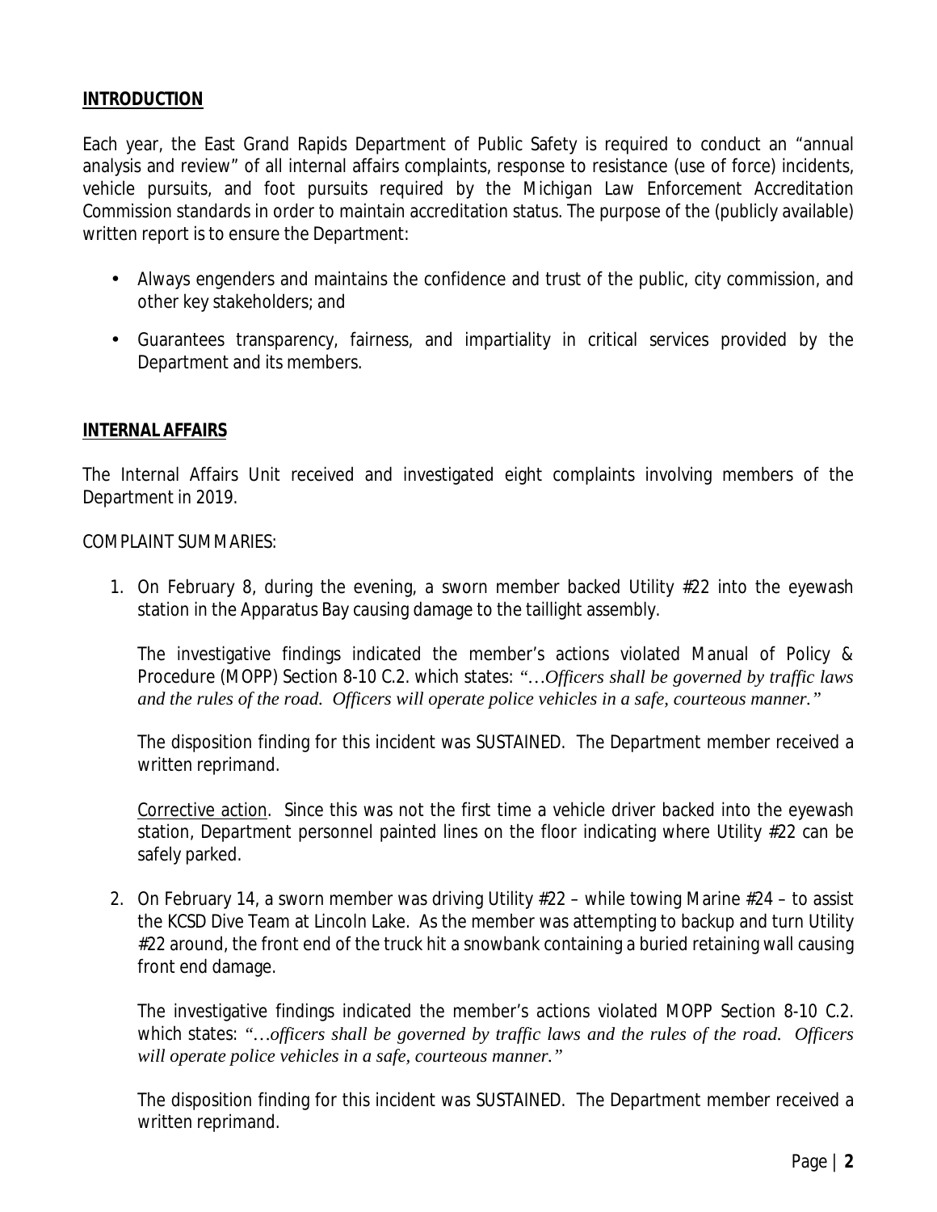## INTRODUCTION

Each year, the East Grand Rapids Department of Public Safety is required to conduct an "annual analysis and review" of all internal affairs complaints, response to resistance (use of force) incidents, vehicle pursuits, and foot pursuits required by the Michigan Law Enforcement Accreditation Commission standards in order to maintain accreditation status. The purpose of the (publicly available) written report is to ensure the Department:

- Always engenders and maintains the confidence and trust of the public, city commission, and other key stakeholders; and
- Guarantees transparency, fairness, and impartiality in critical services provided by the Department and its members.

## INTERNAL AFFAIRS

The Internal Affairs Unit received and investigated eight complaints involving members of the Department in 2019.

COMPLAINT SUMMARIES:

1. On February 8, during the evening, a sworn member backed Utility #22 into the eyewash station in the Apparatus Bay causing damage to the taillight assembly.

   The investigative findings indicated the member's actions violated Manual of Policy & Procedure (MOPP) Section 8-10 C.2. which states: *"…Officers shall be governed by traffic laws and the rules of the road. Officers will operate police vehicles in a safe, courteous manner."*

   The disposition finding for this incident was SUSTAINED. The Department member received a written reprimand.

   Corrective action. Since this was not the first time a vehicle driver backed into the eyewash station, Department personnel painted lines on the floor indicating where Utility #22 can be safely parked.

2. On February 14, a sworn member was driving Utility #22 – while towing Marine #24 – to assist the KCSD Dive Team at Lincoln Lake. As the member was attempting to backup and turn Utility #22 around, the front end of the truck hit a snowbank containing a buried retaining wall causing front end damage.

   The investigative findings indicated the member's actions violated MOPP Section 8-10 C.2. which states: *"…officers shall be governed by traffic laws and the rules of the road. Officers will operate police vehicles in a safe, courteous manner."*

   The disposition finding for this incident was SUSTAINED. The Department member received a written reprimand.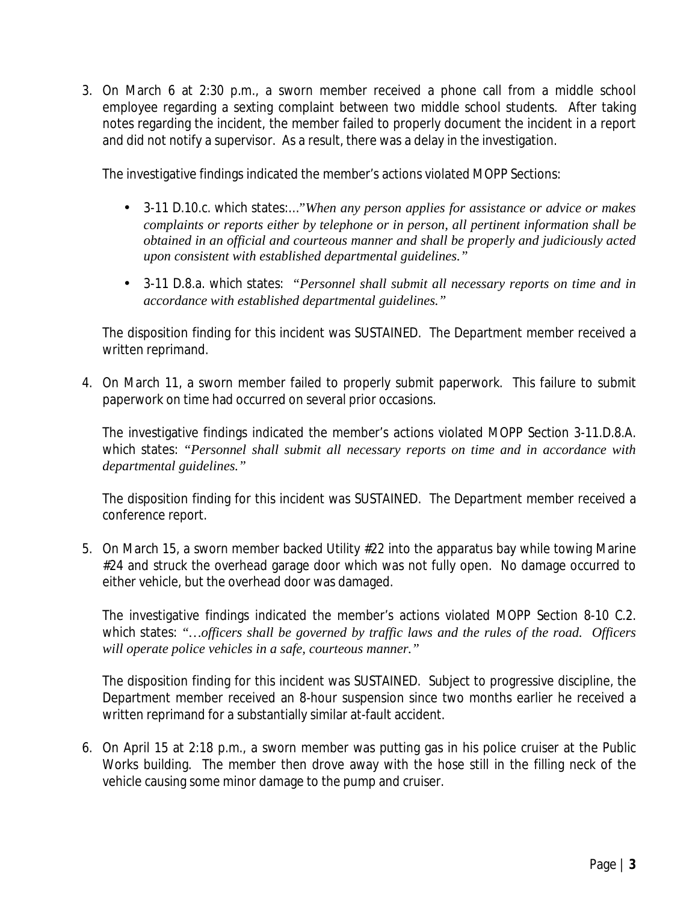3. On March 6 at 2:30 p.m., a sworn member received a phone call from a middle school employee regarding a sexting complaint between two middle school students. After taking notes regarding the incident, the member failed to properly document the incident in a report and did not notify a supervisor. As a result, there was a delay in the investigation.

   The investigative findings indicated the member's actions violated MOPP Sections:

   - 3-11 D.10.c. which states:..."*When any person applies for assistance or advice or makes complaints or reports either by telephone or in person, all pertinent information shall be obtained in an official and courteous manner and shall be properly and judiciously acted upon consistent with established departmental guidelines.*"
   - 3-11 D.8.a. which states: *"Personnel shall submit all necessary reports on time and in accordance with established departmental guidelines."*

   The disposition finding for this incident was SUSTAINED. The Department member received a written reprimand.

4. On March 11, a sworn member failed to properly submit paperwork. This failure to submit paperwork on time had occurred on several prior occasions.

   The investigative findings indicated the member's actions violated MOPP Section 3-11.D.8.A. which states: *"Personnel shall submit all necessary reports on time and in accordance with departmental guidelines."*

   The disposition finding for this incident was SUSTAINED. The Department member received a conference report.

5. On March 15, a sworn member backed Utility #22 into the apparatus bay while towing Marine #24 and struck the overhead garage door which was not fully open. No damage occurred to either vehicle, but the overhead door was damaged.

   The investigative findings indicated the member's actions violated MOPP Section 8-10 C.2. which states: *"…officers shall be governed by traffic laws and the rules of the road. Officers will operate police vehicles in a safe, courteous manner."*

   The disposition finding for this incident was SUSTAINED. Subject to progressive discipline, the Department member received an 8-hour suspension since two months earlier he received a written reprimand for a substantially similar at-fault accident.

6. On April 15 at 2:18 p.m., a sworn member was putting gas in his police cruiser at the Public Works building. The member then drove away with the hose still in the filling neck of the vehicle causing some minor damage to the pump and cruiser.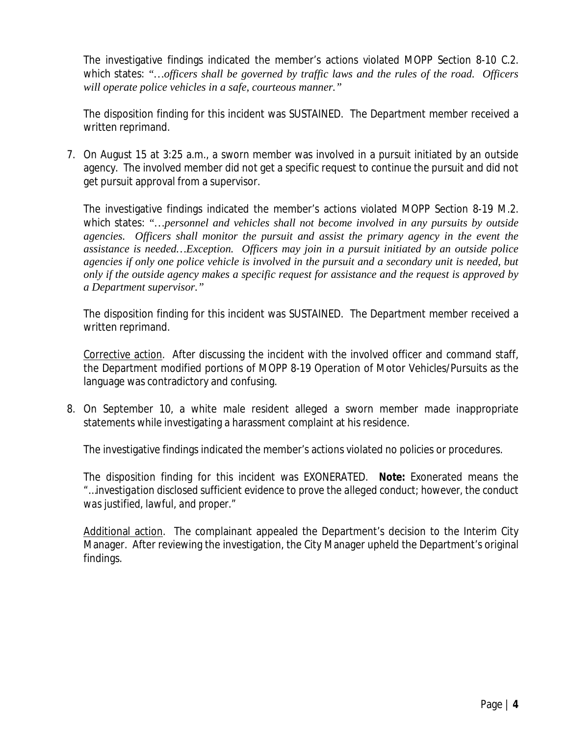The investigative findings indicated the member's actions violated MOPP Section 8-10 C.2. which states: *"…officers shall be governed by traffic laws and the rules of the road. Officers will operate police vehicles in a safe, courteous manner."*

The disposition finding for this incident was SUSTAINED. The Department member received a written reprimand.

7. On August 15 at 3:25 a.m., a sworn member was involved in a pursuit initiated by an outside agency. The involved member did not get a specific request to continue the pursuit and did not get pursuit approval from a supervisor.

   The investigative findings indicated the member's actions violated MOPP Section 8-19 M.2. which states: *"…personnel and vehicles shall not become involved in any pursuits by outside agencies. Officers shall monitor the pursuit and assist the primary agency in the event the assistance is needed…Exception. Officers may join in a pursuit initiated by an outside police agencies if only one police vehicle is involved in the pursuit and a secondary unit is needed, but only if the outside agency makes a specific request for assistance and the request is approved by a Department supervisor."*

   The disposition finding for this incident was SUSTAINED. The Department member received a written reprimand.

   <u>Corrective action</u>. After discussing the incident with the involved officer and command staff, the Department modified portions of MOPP 8-19 Operation of Motor Vehicles/Pursuits as the language was contradictory and confusing.

8. On September 10, a white male resident alleged a sworn member made inappropriate statements while investigating a harassment complaint at his residence.

   The investigative findings indicated the member's actions violated no policies or procedures.

   The disposition finding for this incident was EXONERATED. **Note:** Exonerated means the *"…investigation disclosed sufficient evidence to prove the alleged conduct; however, the conduct was justified, lawful, and proper."*

   <u>Additional action</u>. The complainant appealed the Department's decision to the Interim City Manager. After reviewing the investigation, the City Manager upheld the Department's original findings.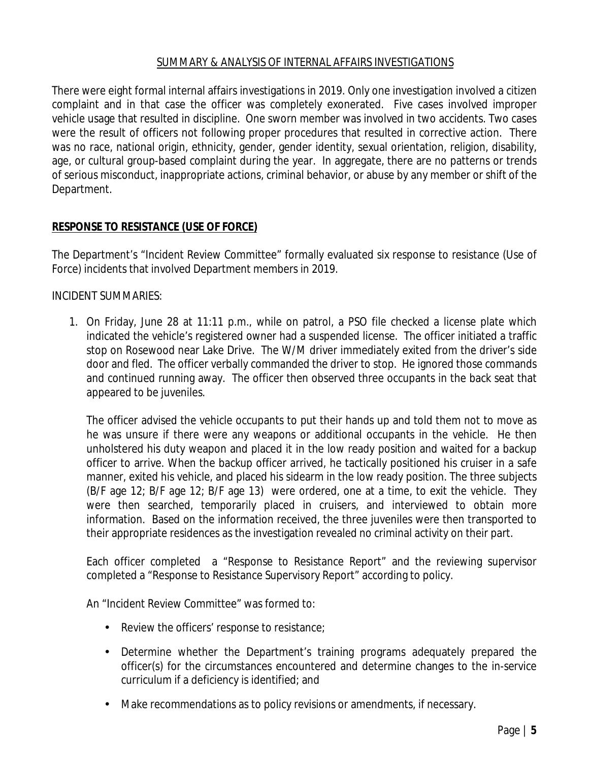## SUMMARY & ANALYSIS OF INTERNAL AFFAIRS INVESTIGATIONS

There were eight formal internal affairs investigations in 2019. Only one investigation involved a citizen complaint and in that case the officer was completely exonerated. Five cases involved improper vehicle usage that resulted in discipline. One sworn member was involved in two accidents. Two cases were the result of officers not following proper procedures that resulted in corrective action. There was no race, national origin, ethnicity, gender, gender identity, sexual orientation, religion, disability, age, or cultural group-based complaint during the year. In aggregate, there are no patterns or trends of serious misconduct, inappropriate actions, criminal behavior, or abuse by any member or shift of the Department.

## **RESPONSE TO RESISTANCE (USE OF FORCE)**

The Department's "Incident Review Committee" formally evaluated six response to resistance (Use of Force) incidents that involved Department members in 2019.

INCIDENT SUMMARIES:

1. On Friday, June 28 at 11:11 p.m., while on patrol, a PSO file checked a license plate which indicated the vehicle's registered owner had a suspended license. The officer initiated a traffic stop on Rosewood near Lake Drive. The W/M driver immediately exited from the driver's side door and fled. The officer verbally commanded the driver to stop. He ignored those commands and continued running away. The officer then observed three occupants in the back seat that appeared to be juveniles.

   The officer advised the vehicle occupants to put their hands up and told them not to move as he was unsure if there were any weapons or additional occupants in the vehicle. He then unholstered his duty weapon and placed it in the low ready position and waited for a backup officer to arrive. When the backup officer arrived, he tactically positioned his cruiser in a safe manner, exited his vehicle, and placed his sidearm in the low ready position. The three subjects (B/F age 12; B/F age 12; B/F age 13) were ordered, one at a time, to exit the vehicle. They were then searched, temporarily placed in cruisers, and interviewed to obtain more information. Based on the information received, the three juveniles were then transported to their appropriate residences as the investigation revealed no criminal activity on their part.

   Each officer completed a "Response to Resistance Report" and the reviewing supervisor completed a "Response to Resistance Supervisory Report" according to policy.

   An "Incident Review Committee" was formed to:

   - Review the officers' response to resistance;
   - Determine whether the Department's training programs adequately prepared the officer(s) for the circumstances encountered and determine changes to the in-service curriculum if a deficiency is identified; and
   - Make recommendations as to policy revisions or amendments, if necessary.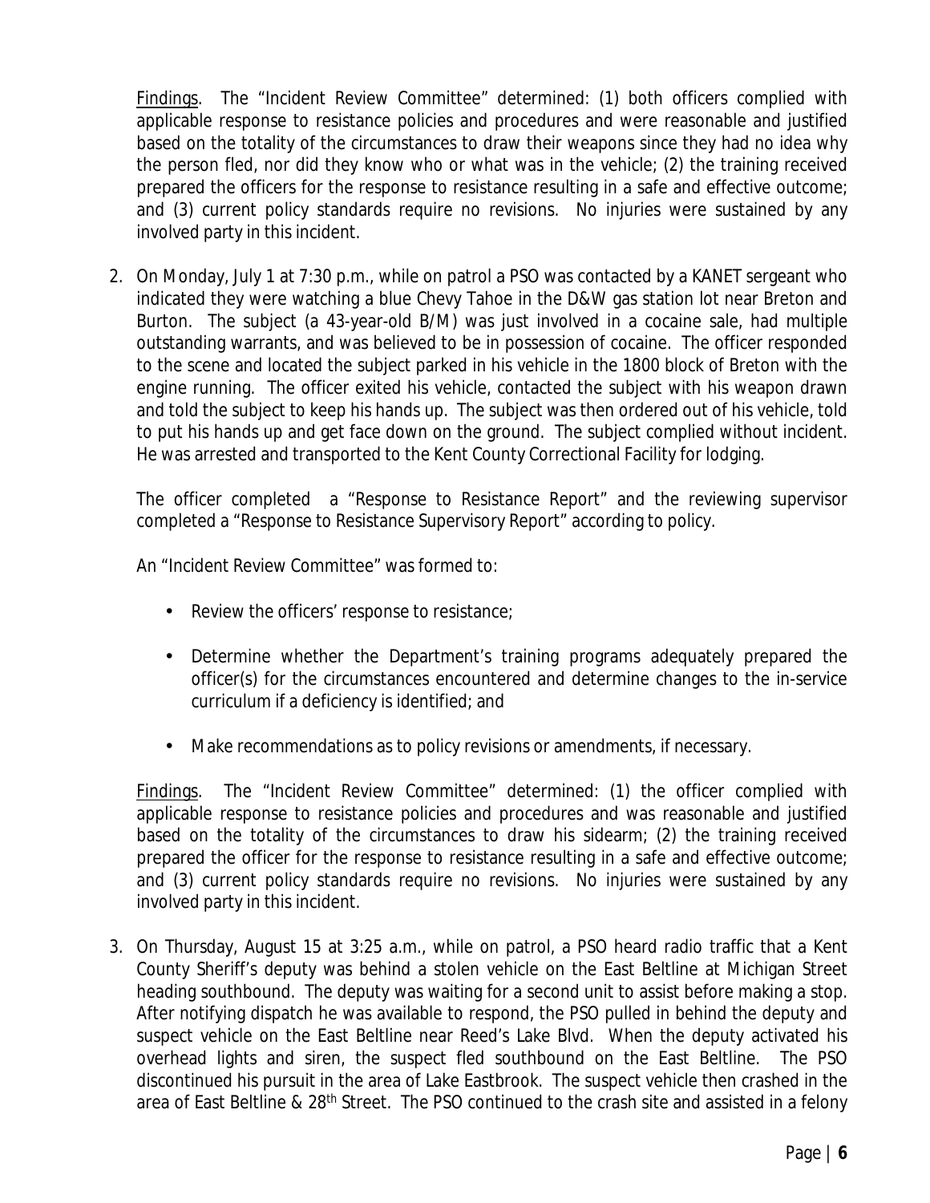Findings. The "Incident Review Committee" determined: (1) both officers complied with applicable response to resistance policies and procedures and were reasonable and justified based on the totality of the circumstances to draw their weapons since they had no idea why the person fled, nor did they know who or what was in the vehicle; (2) the training received prepared the officers for the response to resistance resulting in a safe and effective outcome; and (3) current policy standards require no revisions. No injuries were sustained by any involved party in this incident.

2. On Monday, July 1 at 7:30 p.m., while on patrol a PSO was contacted by a KANET sergeant who indicated they were watching a blue Chevy Tahoe in the D&W gas station lot near Breton and Burton. The subject (a 43-year-old B/M) was just involved in a cocaine sale, had multiple outstanding warrants, and was believed to be in possession of cocaine. The officer responded to the scene and located the subject parked in his vehicle in the 1800 block of Breton with the engine running. The officer exited his vehicle, contacted the subject with his weapon drawn and told the subject to keep his hands up. The subject was then ordered out of his vehicle, told to put his hands up and get face down on the ground. The subject complied without incident. He was arrested and transported to the Kent County Correctional Facility for lodging.

   The officer completed a "Response to Resistance Report" and the reviewing supervisor completed a "Response to Resistance Supervisory Report" according to policy.

   An "Incident Review Committee" was formed to:

   - Review the officers' response to resistance;
   - Determine whether the Department's training programs adequately prepared the officer(s) for the circumstances encountered and determine changes to the in-service curriculum if a deficiency is identified; and
   - Make recommendations as to policy revisions or amendments, if necessary.

   Findings. The "Incident Review Committee" determined: (1) the officer complied with applicable response to resistance policies and procedures and was reasonable and justified based on the totality of the circumstances to draw his sidearm; (2) the training received prepared the officer for the response to resistance resulting in a safe and effective outcome; and (3) current policy standards require no revisions. No injuries were sustained by any involved party in this incident.

3. On Thursday, August 15 at 3:25 a.m., while on patrol, a PSO heard radio traffic that a Kent County Sheriff's deputy was behind a stolen vehicle on the East Beltline at Michigan Street heading southbound. The deputy was waiting for a second unit to assist before making a stop. After notifying dispatch he was available to respond, the PSO pulled in behind the deputy and suspect vehicle on the East Beltline near Reed's Lake Blvd. When the deputy activated his overhead lights and siren, the suspect fled southbound on the East Beltline. The PSO discontinued his pursuit in the area of Lake Eastbrook. The suspect vehicle then crashed in the area of East Beltline & 28th Street. The PSO continued to the crash site and assisted in a felony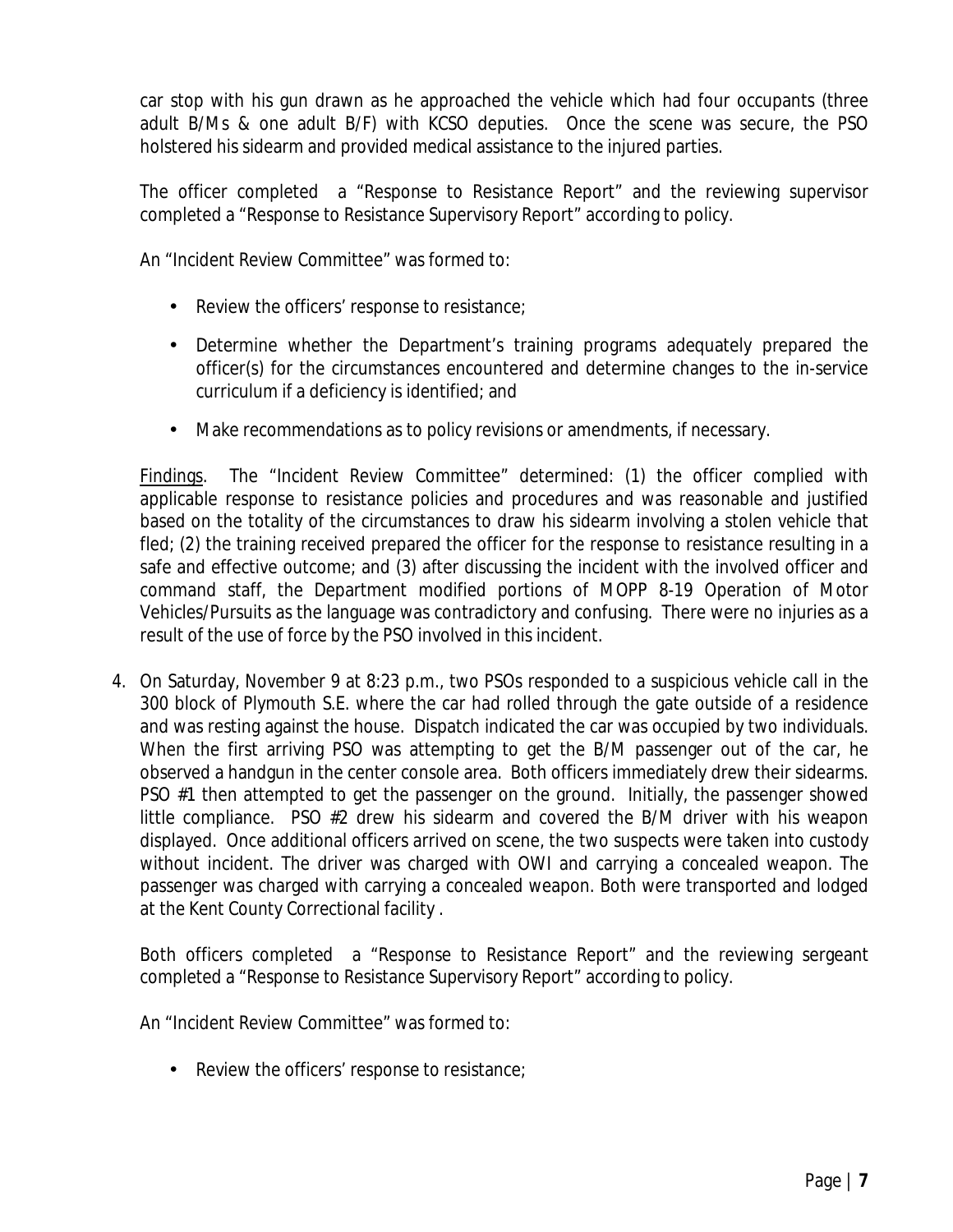car stop with his gun drawn as he approached the vehicle which had four occupants (three adult B/Ms & one adult B/F) with KCSO deputies. Once the scene was secure, the PSO holstered his sidearm and provided medical assistance to the injured parties.

The officer completed a "Response to Resistance Report" and the reviewing supervisor completed a "Response to Resistance Supervisory Report" according to policy.

An "Incident Review Committee" was formed to:

- Review the officers' response to resistance;
- Determine whether the Department's training programs adequately prepared the officer(s) for the circumstances encountered and determine changes to the in-service curriculum if a deficiency is identified; and
- Make recommendations as to policy revisions or amendments, if necessary.

Findings. The "Incident Review Committee" determined: (1) the officer complied with applicable response to resistance policies and procedures and was reasonable and justified based on the totality of the circumstances to draw his sidearm involving a stolen vehicle that fled; (2) the training received prepared the officer for the response to resistance resulting in a safe and effective outcome; and (3) after discussing the incident with the involved officer and command staff, the Department modified portions of MOPP 8-19 Operation of Motor Vehicles/Pursuits as the language was contradictory and confusing. There were no injuries as a result of the use of force by the PSO involved in this incident.

4. On Saturday, November 9 at 8:23 p.m., two PSOs responded to a suspicious vehicle call in the 300 block of Plymouth S.E. where the car had rolled through the gate outside of a residence and was resting against the house. Dispatch indicated the car was occupied by two individuals. When the first arriving PSO was attempting to get the B/M passenger out of the car, he observed a handgun in the center console area. Both officers immediately drew their sidearms. PSO #1 then attempted to get the passenger on the ground. Initially, the passenger showed little compliance. PSO #2 drew his sidearm and covered the B/M driver with his weapon displayed. Once additional officers arrived on scene, the two suspects were taken into custody without incident. The driver was charged with OWI and carrying a concealed weapon. The passenger was charged with carrying a concealed weapon. Both were transported and lodged at the Kent County Correctional facility .

   Both officers completed a "Response to Resistance Report" and the reviewing sergeant completed a "Response to Resistance Supervisory Report" according to policy.

   An "Incident Review Committee" was formed to:

   - Review the officers' response to resistance;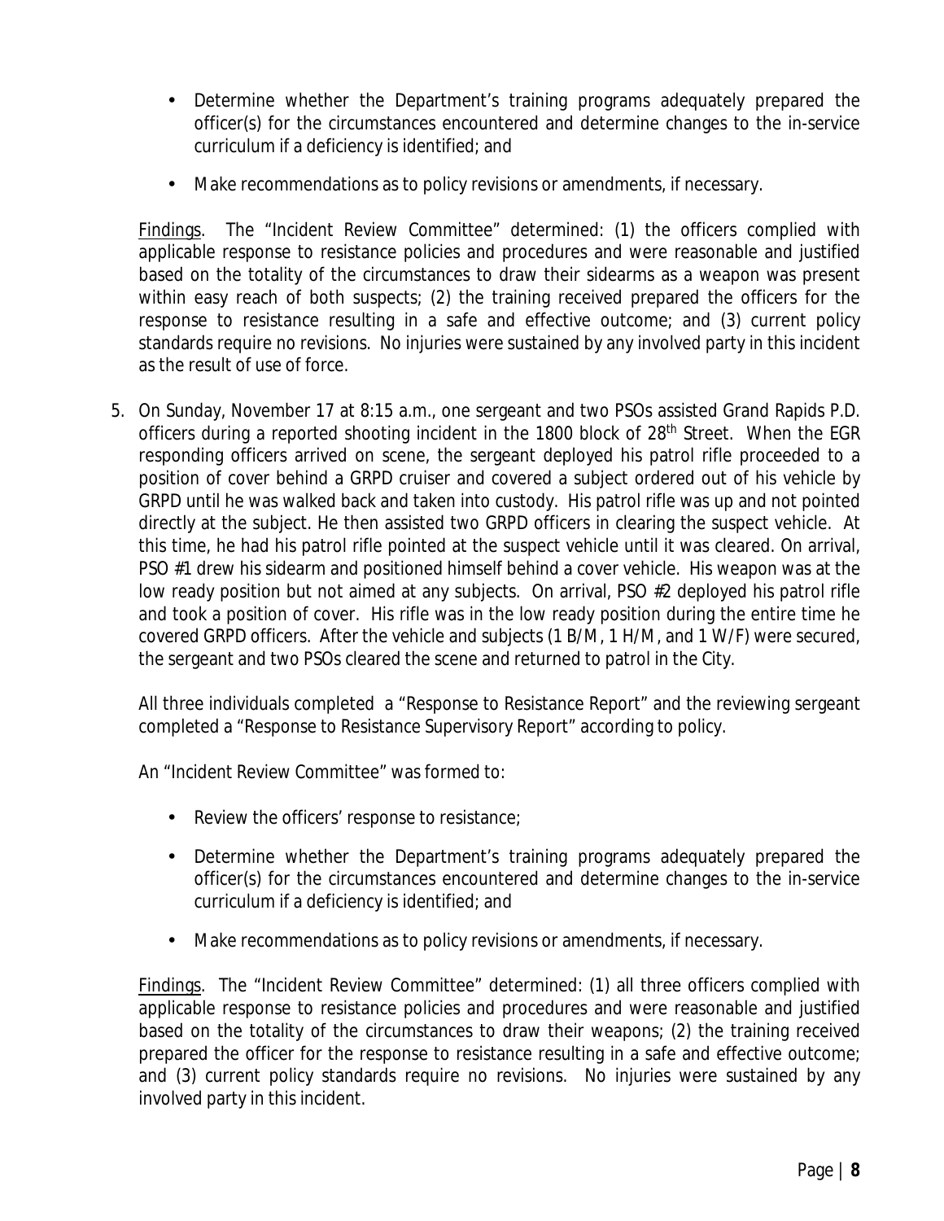- Determine whether the Department's training programs adequately prepared the officer(s) for the circumstances encountered and determine changes to the in-service curriculum if a deficiency is identified; and
- Make recommendations as to policy revisions or amendments, if necessary.

Findings. The "Incident Review Committee" determined: (1) the officers complied with applicable response to resistance policies and procedures and were reasonable and justified based on the totality of the circumstances to draw their sidearms as a weapon was present within easy reach of both suspects; (2) the training received prepared the officers for the response to resistance resulting in a safe and effective outcome; and (3) current policy standards require no revisions. No injuries were sustained by any involved party in this incident as the result of use of force.

5. On Sunday, November 17 at 8:15 a.m., one sergeant and two PSOs assisted Grand Rapids P.D. officers during a reported shooting incident in the 1800 block of 28th Street. When the EGR responding officers arrived on scene, the sergeant deployed his patrol rifle proceeded to a position of cover behind a GRPD cruiser and covered a subject ordered out of his vehicle by GRPD until he was walked back and taken into custody. His patrol rifle was up and not pointed directly at the subject. He then assisted two GRPD officers in clearing the suspect vehicle. At this time, he had his patrol rifle pointed at the suspect vehicle until it was cleared. On arrival, PSO #1 drew his sidearm and positioned himself behind a cover vehicle. His weapon was at the low ready position but not aimed at any subjects. On arrival, PSO #2 deployed his patrol rifle and took a position of cover. His rifle was in the low ready position during the entire time he covered GRPD officers. After the vehicle and subjects (1 B/M, 1 H/M, and 1 W/F) were secured, the sergeant and two PSOs cleared the scene and returned to patrol in the City.

   All three individuals completed a "Response to Resistance Report" and the reviewing sergeant completed a "Response to Resistance Supervisory Report" according to policy.

   An "Incident Review Committee" was formed to:

   - Review the officers' response to resistance;
   - Determine whether the Department's training programs adequately prepared the officer(s) for the circumstances encountered and determine changes to the in-service curriculum if a deficiency is identified; and
   - Make recommendations as to policy revisions or amendments, if necessary.

   Findings. The "Incident Review Committee" determined: (1) all three officers complied with applicable response to resistance policies and procedures and were reasonable and justified based on the totality of the circumstances to draw their weapons; (2) the training received prepared the officer for the response to resistance resulting in a safe and effective outcome; and (3) current policy standards require no revisions. No injuries were sustained by any involved party in this incident.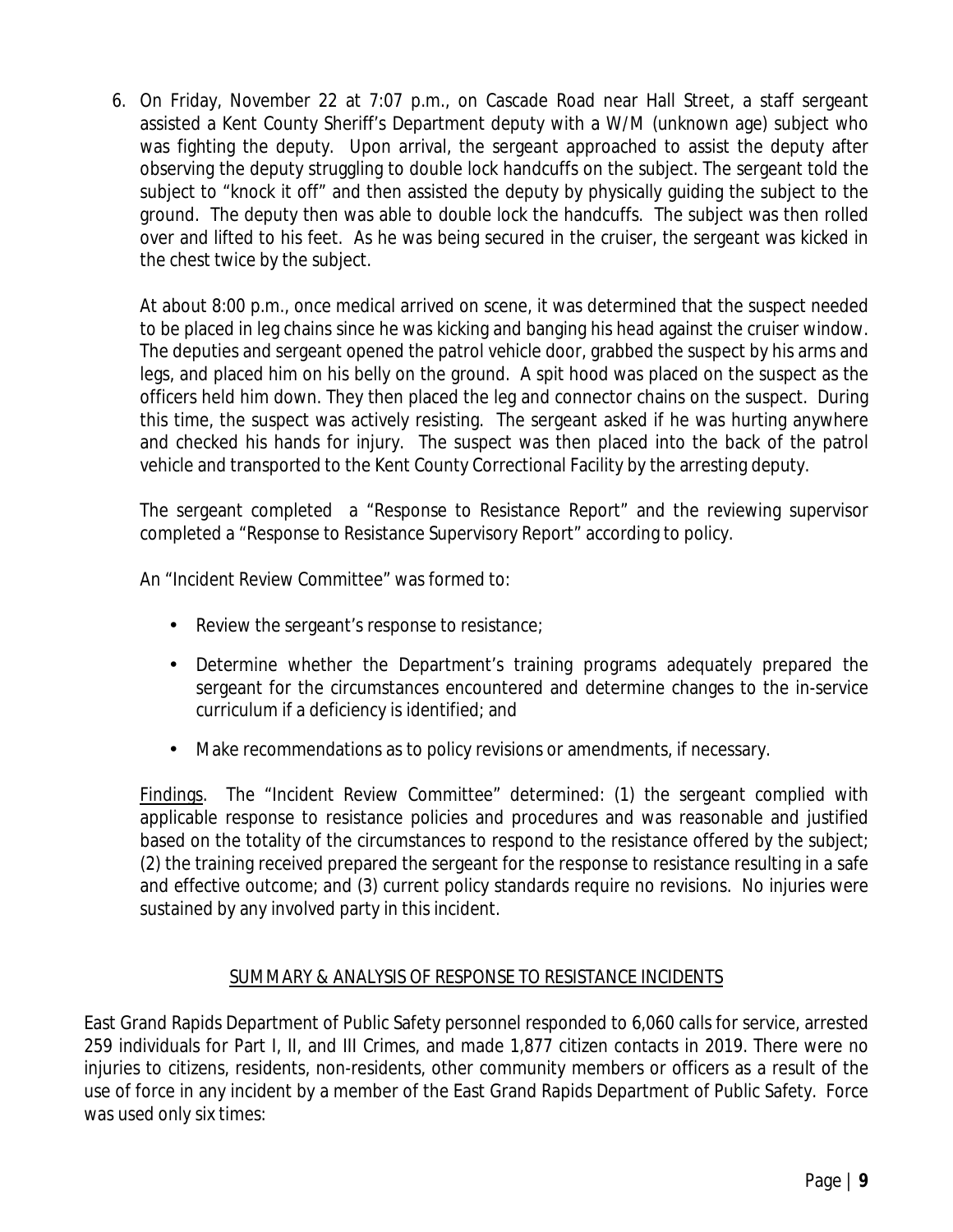6. On Friday, November 22 at 7:07 p.m., on Cascade Road near Hall Street, a staff sergeant assisted a Kent County Sheriff's Department deputy with a W/M (unknown age) subject who was fighting the deputy. Upon arrival, the sergeant approached to assist the deputy after observing the deputy struggling to double lock handcuffs on the subject. The sergeant told the subject to "knock it off" and then assisted the deputy by physically guiding the subject to the ground. The deputy then was able to double lock the handcuffs. The subject was then rolled over and lifted to his feet. As he was being secured in the cruiser, the sergeant was kicked in the chest twice by the subject.

   At about 8:00 p.m., once medical arrived on scene, it was determined that the suspect needed to be placed in leg chains since he was kicking and banging his head against the cruiser window. The deputies and sergeant opened the patrol vehicle door, grabbed the suspect by his arms and legs, and placed him on his belly on the ground. A spit hood was placed on the suspect as the officers held him down. They then placed the leg and connector chains on the suspect. During this time, the suspect was actively resisting. The sergeant asked if he was hurting anywhere and checked his hands for injury. The suspect was then placed into the back of the patrol vehicle and transported to the Kent County Correctional Facility by the arresting deputy.

   The sergeant completed a "Response to Resistance Report" and the reviewing supervisor completed a "Response to Resistance Supervisory Report" according to policy.

   An "Incident Review Committee" was formed to:

   - Review the sergeant's response to resistance;
   - Determine whether the Department's training programs adequately prepared the sergeant for the circumstances encountered and determine changes to the in-service curriculum if a deficiency is identified; and
   - Make recommendations as to policy revisions or amendments, if necessary.

   Findings. The "Incident Review Committee" determined: (1) the sergeant complied with applicable response to resistance policies and procedures and was reasonable and justified based on the totality of the circumstances to respond to the resistance offered by the subject; (2) the training received prepared the sergeant for the response to resistance resulting in a safe and effective outcome; and (3) current policy standards require no revisions. No injuries were sustained by any involved party in this incident.

## SUMMARY & ANALYSIS OF RESPONSE TO RESISTANCE INCIDENTS

East Grand Rapids Department of Public Safety personnel responded to 6,060 calls for service, arrested 259 individuals for Part I, II, and III Crimes, and made 1,877 citizen contacts in 2019. There were no injuries to citizens, residents, non-residents, other community members or officers as a result of the use of force in any incident by a member of the East Grand Rapids Department of Public Safety. Force was used only six times: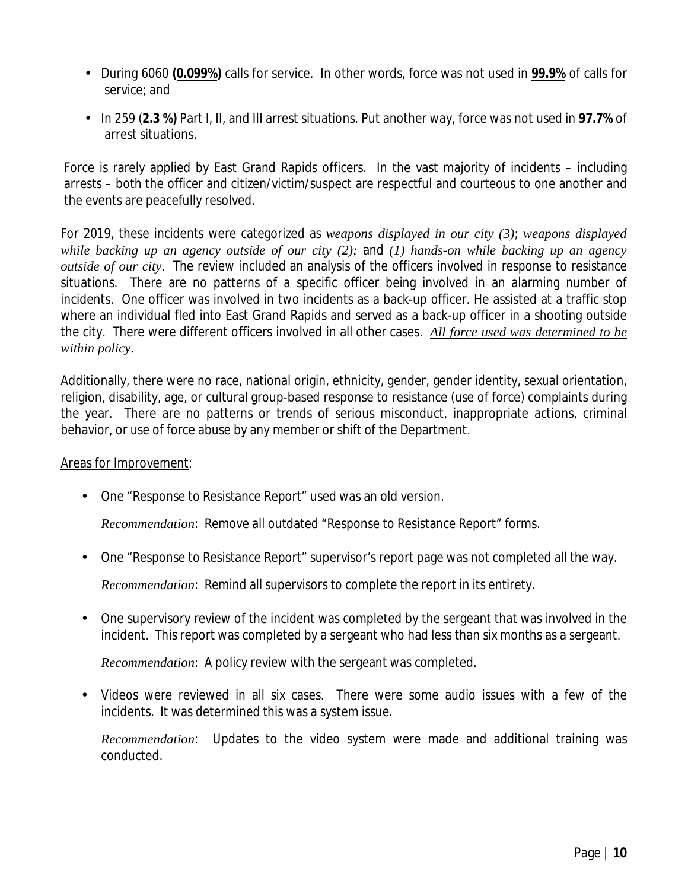- During 6060 **(0.099%)** calls for service. In other words, force was not used in **99.9%** of calls for service; and
- In 259 (**2.3 %)** Part I, II, and III arrest situations. Put another way, force was not used in **97.7%** of arrest situations.

Force is rarely applied by East Grand Rapids officers. In the vast majority of incidents – including arrests – both the officer and citizen/victim/suspect are respectful and courteous to one another and the events are peacefully resolved.

For 2019, these incidents were categorized as *weapons displayed in our city (3)*; *weapons displayed while backing up an agency outside of our city (2);* and *(1) hands-on while backing up an agency outside of our city*. The review included an analysis of the officers involved in response to resistance situations. There are no patterns of a specific officer being involved in an alarming number of incidents. One officer was involved in two incidents as a back-up officer. He assisted at a traffic stop where an individual fled into East Grand Rapids and served as a back-up officer in a shooting outside the city. There were different officers involved in all other cases. *All force used was determined to be within policy*.

Additionally, there were no race, national origin, ethnicity, gender, gender identity, sexual orientation, religion, disability, age, or cultural group-based response to resistance (use of force) complaints during the year. There are no patterns or trends of serious misconduct, inappropriate actions, criminal behavior, or use of force abuse by any member or shift of the Department.

Areas for Improvement:

- One "Response to Resistance Report" used was an old version.

  *Recommendation*: Remove all outdated "Response to Resistance Report" forms.

- One "Response to Resistance Report" supervisor's report page was not completed all the way.

  *Recommendation*: Remind all supervisors to complete the report in its entirety.

- One supervisory review of the incident was completed by the sergeant that was involved in the incident. This report was completed by a sergeant who had less than six months as a sergeant.

  *Recommendation*: A policy review with the sergeant was completed.

- Videos were reviewed in all six cases. There were some audio issues with a few of the incidents. It was determined this was a system issue.

  *Recommendation*: Updates to the video system were made and additional training was conducted.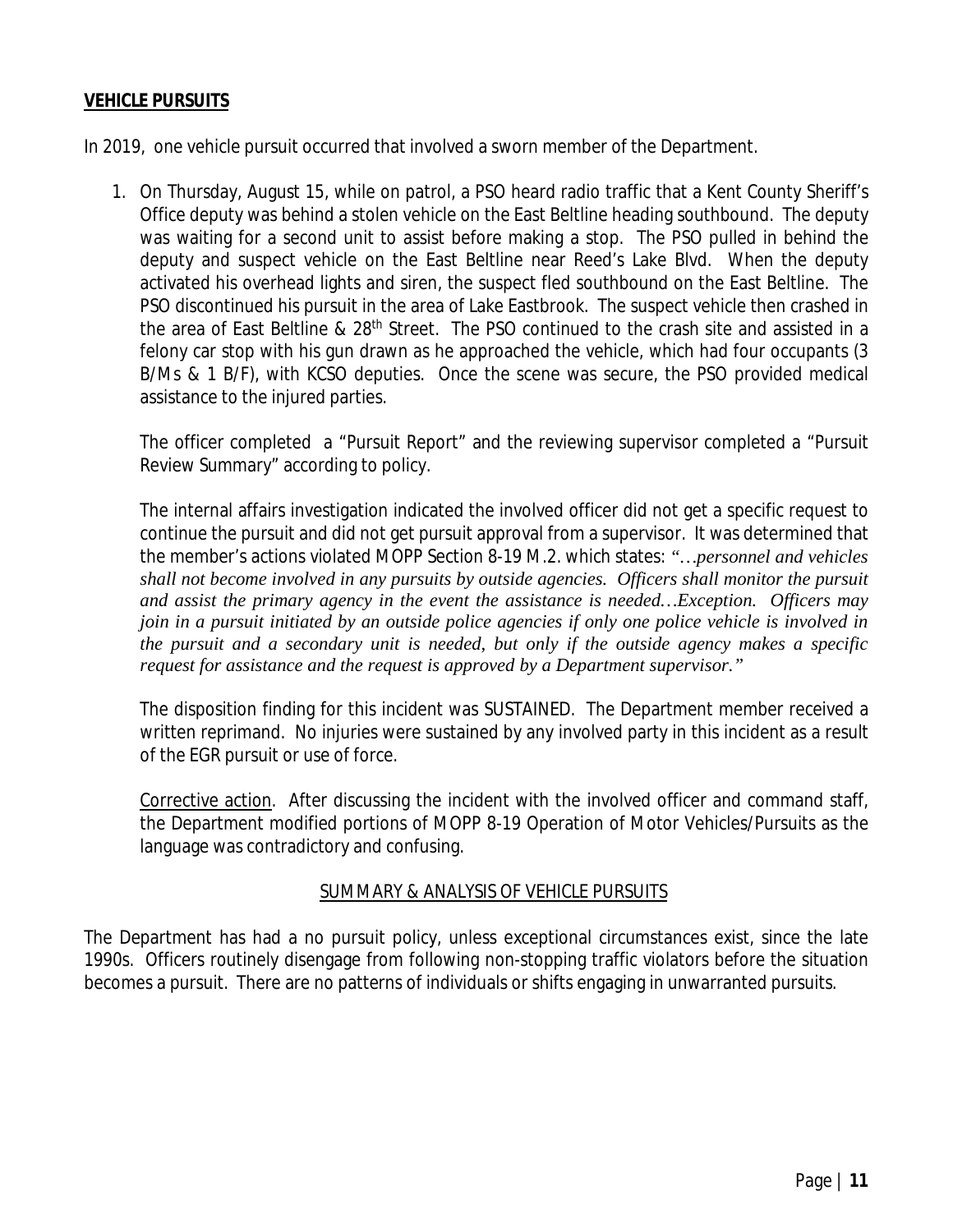## **VEHICLE PURSUITS**

In 2019, one vehicle pursuit occurred that involved a sworn member of the Department.

1. On Thursday, August 15, while on patrol, a PSO heard radio traffic that a Kent County Sheriff's Office deputy was behind a stolen vehicle on the East Beltline heading southbound. The deputy was waiting for a second unit to assist before making a stop. The PSO pulled in behind the deputy and suspect vehicle on the East Beltline near Reed's Lake Blvd. When the deputy activated his overhead lights and siren, the suspect fled southbound on the East Beltline. The PSO discontinued his pursuit in the area of Lake Eastbrook. The suspect vehicle then crashed in the area of East Beltline & 28th Street. The PSO continued to the crash site and assisted in a felony car stop with his gun drawn as he approached the vehicle, which had four occupants (3 B/Ms & 1 B/F), with KCSO deputies. Once the scene was secure, the PSO provided medical assistance to the injured parties.

   The officer completed a "Pursuit Report" and the reviewing supervisor completed a "Pursuit Review Summary" according to policy.

   The internal affairs investigation indicated the involved officer did not get a specific request to continue the pursuit and did not get pursuit approval from a supervisor. It was determined that the member's actions violated MOPP Section 8-19 M.2. which states: *"…personnel and vehicles shall not become involved in any pursuits by outside agencies. Officers shall monitor the pursuit and assist the primary agency in the event the assistance is needed…Exception. Officers may join in a pursuit initiated by an outside police agencies if only one police vehicle is involved in the pursuit and a secondary unit is needed, but only if the outside agency makes a specific request for assistance and the request is approved by a Department supervisor."*

   The disposition finding for this incident was SUSTAINED. The Department member received a written reprimand. No injuries were sustained by any involved party in this incident as a result of the EGR pursuit or use of force.

   Corrective action. After discussing the incident with the involved officer and command staff, the Department modified portions of MOPP 8-19 Operation of Motor Vehicles/Pursuits as the language was contradictory and confusing.

### SUMMARY & ANALYSIS OF VEHICLE PURSUITS

The Department has had a no pursuit policy, unless exceptional circumstances exist, since the late 1990s. Officers routinely disengage from following non-stopping traffic violators before the situation becomes a pursuit. There are no patterns of individuals or shifts engaging in unwarranted pursuits.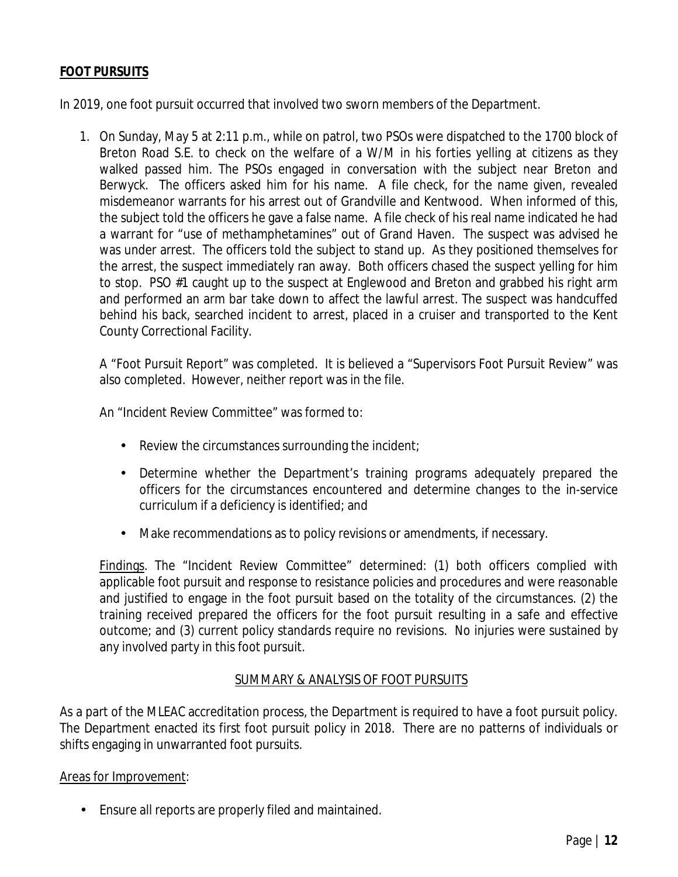## **FOOT PURSUITS**

In 2019, one foot pursuit occurred that involved two sworn members of the Department.

1. On Sunday, May 5 at 2:11 p.m., while on patrol, two PSOs were dispatched to the 1700 block of Breton Road S.E. to check on the welfare of a W/M in his forties yelling at citizens as they walked passed him. The PSOs engaged in conversation with the subject near Breton and Berwyck. The officers asked him for his name. A file check, for the name given, revealed misdemeanor warrants for his arrest out of Grandville and Kentwood. When informed of this, the subject told the officers he gave a false name. A file check of his real name indicated he had a warrant for "use of methamphetamines" out of Grand Haven. The suspect was advised he was under arrest. The officers told the subject to stand up. As they positioned themselves for the arrest, the suspect immediately ran away. Both officers chased the suspect yelling for him to stop. PSO #1 caught up to the suspect at Englewood and Breton and grabbed his right arm and performed an arm bar take down to affect the lawful arrest. The suspect was handcuffed behind his back, searched incident to arrest, placed in a cruiser and transported to the Kent County Correctional Facility.

   A "Foot Pursuit Report" was completed. It is believed a "Supervisors Foot Pursuit Review" was also completed. However, neither report was in the file.

   An "Incident Review Committee" was formed to:

   - Review the circumstances surrounding the incident;
   - Determine whether the Department's training programs adequately prepared the officers for the circumstances encountered and determine changes to the in-service curriculum if a deficiency is identified; and
   - Make recommendations as to policy revisions or amendments, if necessary.

   Findings. The "Incident Review Committee" determined: (1) both officers complied with applicable foot pursuit and response to resistance policies and procedures and were reasonable and justified to engage in the foot pursuit based on the totality of the circumstances. (2) the training received prepared the officers for the foot pursuit resulting in a safe and effective outcome; and (3) current policy standards require no revisions. No injuries were sustained by any involved party in this foot pursuit.

### SUMMARY & ANALYSIS OF FOOT PURSUITS

As a part of the MLEAC accreditation process, the Department is required to have a foot pursuit policy. The Department enacted its first foot pursuit policy in 2018. There are no patterns of individuals or shifts engaging in unwarranted foot pursuits.

Areas for Improvement:

- Ensure all reports are properly filed and maintained.